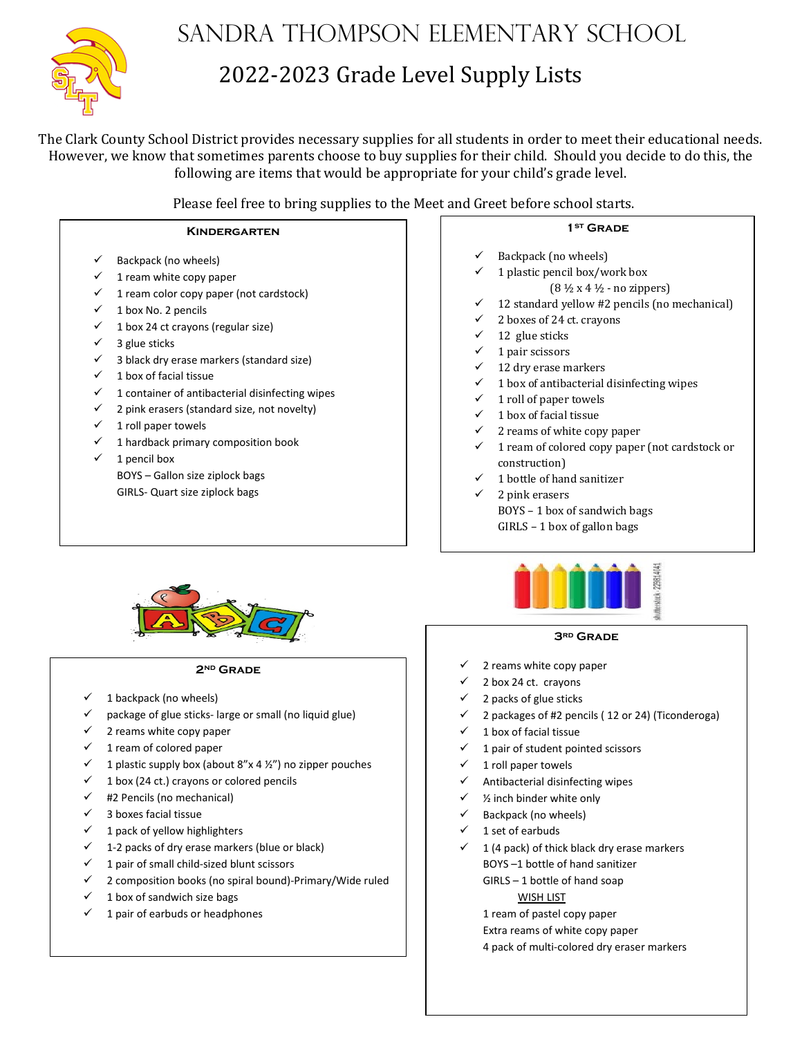# Sandra Thompson Elementary School

## 2022-2023 Grade Level Supply Lists

The Clark County School District provides necessary supplies for all students in order to meet their educational needs. However, we know that sometimes parents choose to buy supplies for their child. Should you decide to do this, the following are items that would be appropriate for your child's grade level.

Please feel free to bring supplies to the Meet and Greet before school starts.

### Kindergarten

- ✓ Backpack (no wheels)
- ✓ 1 ream white copy paper
- ✓ 1 ream color copy paper (not cardstock)
- ✓ 1 box No. 2 pencils
- ✓ 1 box 24 ct crayons (regular size)
- ✓ 3 glue sticks
- ✓ 3 black dry erase markers (standard size)
- ✓ 1 box of facial tissue
- ✓ 1 container of antibacterial disinfecting wipes
- ✓ 2 pink erasers (standard size, not novelty)
- ✓ 1 roll paper towels
- ✓ 1 hardback primary composition book
- ✓ 1 pencil box

BOYS – Gallon size ziplock bags
GIRLS- Quart size ziplock bags

### 1st Grade

- ✓ Backpack (no wheels)
- ✓ 1 plastic pencil box/work box (8 ½ x 4 ½ - no zippers)
- ✓ 12 standard yellow #2 pencils (no mechanical)
- ✓ 2 boxes of 24 ct. crayons
- ✓ 12 glue sticks
- ✓ 1 pair scissors
- ✓ 12 dry erase markers
- ✓ 1 box of antibacterial disinfecting wipes
- ✓ 1 roll of paper towels
- ✓ 1 box of facial tissue
- ✓ 2 reams of white copy paper
- ✓ 1 ream of colored copy paper (not cardstock or construction)
- ✓ 1 bottle of hand sanitizer
- ✓ 2 pink erasers

BOYS – 1 box of sandwich bags
GIRLS – 1 box of gallon bags

### 2nd Grade

- ✓ 1 backpack (no wheels)
- ✓ package of glue sticks- large or small (no liquid glue)
- ✓ 2 reams white copy paper
- ✓ 1 ream of colored paper
- ✓ 1 plastic supply box (about 8"x 4 ½") no zipper pouches
- ✓ 1 box (24 ct.) crayons or colored pencils
- ✓ #2 Pencils (no mechanical)
- ✓ 3 boxes facial tissue
- ✓ 1 pack of yellow highlighters
- ✓ 1-2 packs of dry erase markers (blue or black)
- ✓ 1 pair of small child-sized blunt scissors
- ✓ 2 composition books (no spiral bound)-Primary/Wide ruled
- ✓ 1 box of sandwich size bags
- ✓ 1 pair of earbuds or headphones

### 3rd Grade

- ✓ 2 reams white copy paper
- ✓ 2 box 24 ct. crayons
- ✓ 2 packs of glue sticks
- ✓ 2 packages of #2 pencils ( 12 or 24) (Ticonderoga)
- ✓ 1 box of facial tissue
- ✓ 1 pair of student pointed scissors
- ✓ 1 roll paper towels
- ✓ Antibacterial disinfecting wipes
- ✓ ½ inch binder white only
- ✓ Backpack (no wheels)
- ✓ 1 set of earbuds
- ✓ 1 (4 pack) of thick black dry erase markers

BOYS –1 bottle of hand sanitizer
GIRLS – 1 bottle of hand soap

<u>WISH LIST</u>

1 ream of pastel copy paper
Extra reams of white copy paper
4 pack of multi-colored dry eraser markers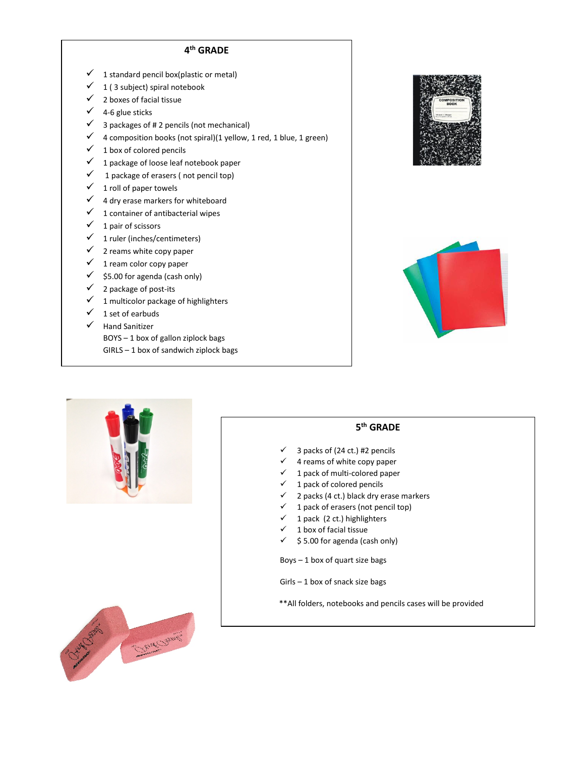## 4th GRADE

- ✓ 1 standard pencil box(plastic or metal)
- ✓ 1 ( 3 subject) spiral notebook
- ✓ 2 boxes of facial tissue
- ✓ 4-6 glue sticks
- ✓ 3 packages of # 2 pencils (not mechanical)
- ✓ 4 composition books (not spiral)(1 yellow, 1 red, 1 blue, 1 green)
- ✓ 1 box of colored pencils
- ✓ 1 package of loose leaf notebook paper
- ✓ 1 package of erasers ( not pencil top)
- ✓ 1 roll of paper towels
- ✓ 4 dry erase markers for whiteboard
- ✓ 1 container of antibacterial wipes
- ✓ 1 pair of scissors
- ✓ 1 ruler (inches/centimeters)
- ✓ 2 reams white copy paper
- ✓ 1 ream color copy paper
- ✓ $5.00 for agenda (cash only)
- ✓ 2 package of post-its
- ✓ 1 multicolor package of highlighters
- ✓ 1 set of earbuds
- ✓ Hand Sanitizer

BOYS – 1 box of gallon ziplock bags

GIRLS – 1 box of sandwich ziplock bags

## 5th GRADE

- ✓ 3 packs of (24 ct.) #2 pencils
- ✓ 4 reams of white copy paper
- ✓ 1 pack of multi-colored paper
- ✓ 1 pack of colored pencils
- ✓ 2 packs (4 ct.) black dry erase markers
- ✓ 1 pack of erasers (not pencil top)
- ✓ 1 pack (2 ct.) highlighters
- ✓ 1 box of facial tissue
- ✓ $ 5.00 for agenda (cash only)

Boys – 1 box of quart size bags

Girls – 1 box of snack size bags

**All folders, notebooks and pencils cases will be provided